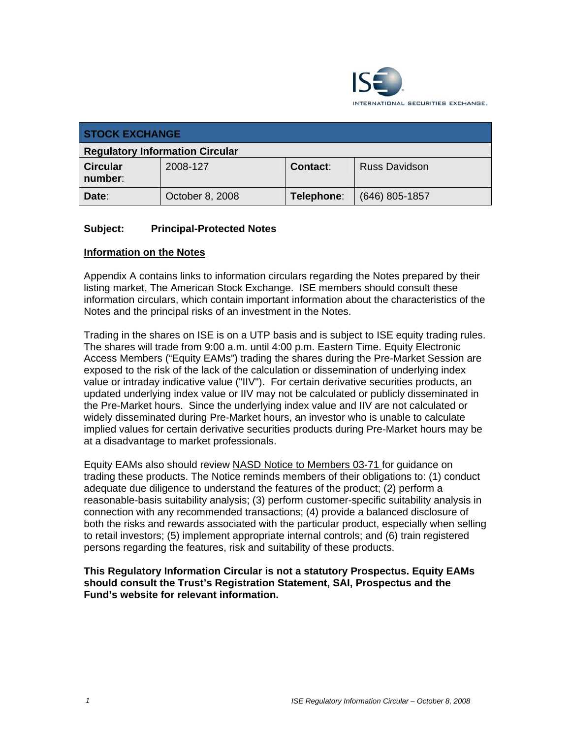ISE INTERNATIONAL SECURITIES EXCHANGE.

| STOCK EXCHANGE | | | |
|---|---|---|---|
| **Regulatory Information Circular** | | | |
| **Circular number**: | 2008-127 | **Contact**: | Russ Davidson |
| **Date**: | October 8, 2008 | **Telephone**: | (646) 805-1857 |

**Subject: Principal-Protected Notes**

## Information on the Notes

Appendix A contains links to information circulars regarding the Notes prepared by their listing market, The American Stock Exchange. ISE members should consult these information circulars, which contain important information about the characteristics of the Notes and the principal risks of an investment in the Notes.

Trading in the shares on ISE is on a UTP basis and is subject to ISE equity trading rules. The shares will trade from 9:00 a.m. until 4:00 p.m. Eastern Time. Equity Electronic Access Members ("Equity EAMs") trading the shares during the Pre-Market Session are exposed to the risk of the lack of the calculation or dissemination of underlying index value or intraday indicative value ("IIV"). For certain derivative securities products, an updated underlying index value or IIV may not be calculated or publicly disseminated in the Pre-Market hours. Since the underlying index value and IIV are not calculated or widely disseminated during Pre-Market hours, an investor who is unable to calculate implied values for certain derivative securities products during Pre-Market hours may be at a disadvantage to market professionals.

Equity EAMs also should review NASD Notice to Members 03-71 for guidance on trading these products. The Notice reminds members of their obligations to: (1) conduct adequate due diligence to understand the features of the product; (2) perform a reasonable-basis suitability analysis; (3) perform customer-specific suitability analysis in connection with any recommended transactions; (4) provide a balanced disclosure of both the risks and rewards associated with the particular product, especially when selling to retail investors; (5) implement appropriate internal controls; and (6) train registered persons regarding the features, risk and suitability of these products.

**This Regulatory Information Circular is not a statutory Prospectus. Equity EAMs should consult the Trust's Registration Statement, SAI, Prospectus and the Fund's website for relevant information.**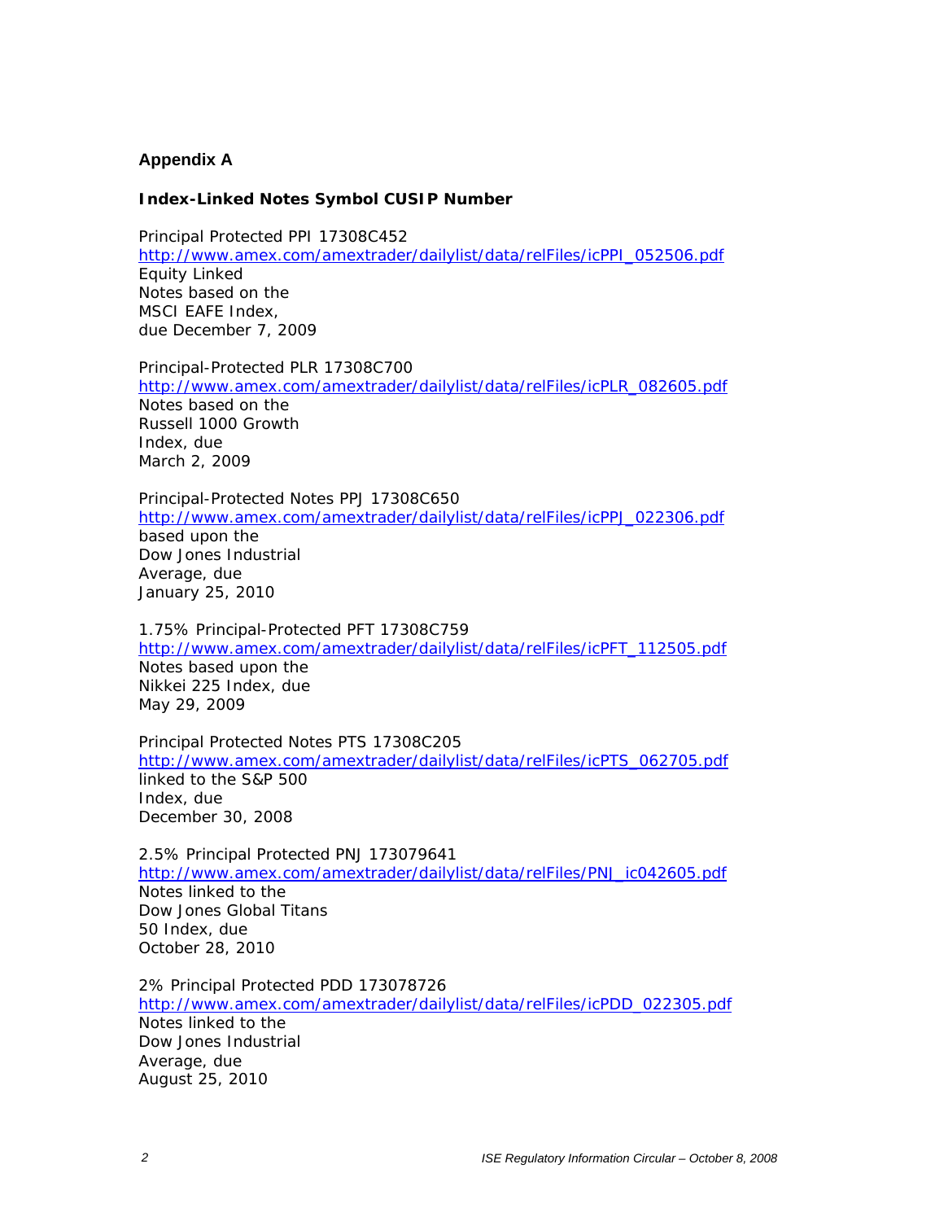## Appendix A

**Index-Linked Notes Symbol CUSIP Number**

Principal Protected PPI 17308C452
http://www.amex.com/amextrader/dailylist/data/relFiles/icPPI_052506.pdf
Equity Linked
Notes based on the
MSCI EAFE Index,
due December 7, 2009

Principal-Protected PLR 17308C700
http://www.amex.com/amextrader/dailylist/data/relFiles/icPLR_082605.pdf
Notes based on the
Russell 1000 Growth
Index, due
March 2, 2009

Principal-Protected Notes PPJ 17308C650
http://www.amex.com/amextrader/dailylist/data/relFiles/icPPJ_022306.pdf
based upon the
Dow Jones Industrial
Average, due
January 25, 2010

1.75% Principal-Protected PFT 17308C759
http://www.amex.com/amextrader/dailylist/data/relFiles/icPFT_112505.pdf
Notes based upon the
Nikkei 225 Index, due
May 29, 2009

Principal Protected Notes PTS 17308C205
http://www.amex.com/amextrader/dailylist/data/relFiles/icPTS_062705.pdf
linked to the S&P 500
Index, due
December 30, 2008

2.5% Principal Protected PNJ 173079641
http://www.amex.com/amextrader/dailylist/data/relFiles/PNJ_ic042605.pdf
Notes linked to the
Dow Jones Global Titans
50 Index, due
October 28, 2010

2% Principal Protected PDD 173078726
http://www.amex.com/amextrader/dailylist/data/relFiles/icPDD_022305.pdf
Notes linked to the
Dow Jones Industrial
Average, due
August 25, 2010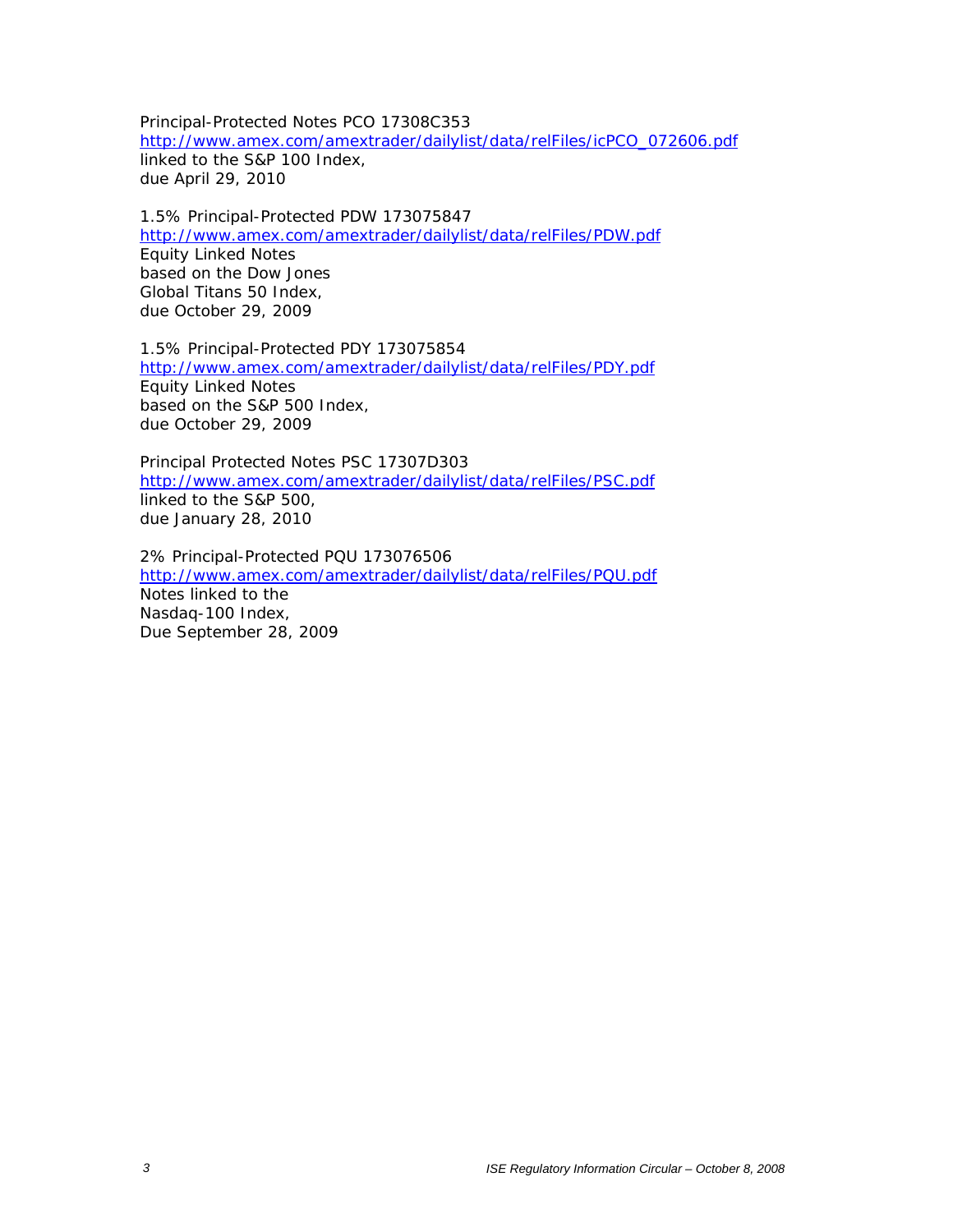Principal-Protected Notes PCO 17308C353
http://www.amex.com/amextrader/dailylist/data/relFiles/icPCO_072606.pdf
linked to the S&P 100 Index,
due April 29, 2010

1.5% Principal-Protected PDW 173075847
http://www.amex.com/amextrader/dailylist/data/relFiles/PDW.pdf
Equity Linked Notes
based on the Dow Jones
Global Titans 50 Index,
due October 29, 2009

1.5% Principal-Protected PDY 173075854
http://www.amex.com/amextrader/dailylist/data/relFiles/PDY.pdf
Equity Linked Notes
based on the S&P 500 Index,
due October 29, 2009

Principal Protected Notes PSC 17307D303
http://www.amex.com/amextrader/dailylist/data/relFiles/PSC.pdf
linked to the S&P 500,
due January 28, 2010

2% Principal-Protected PQU 173076506
http://www.amex.com/amextrader/dailylist/data/relFiles/PQU.pdf
Notes linked to the
Nasdaq-100 Index,
Due September 28, 2009